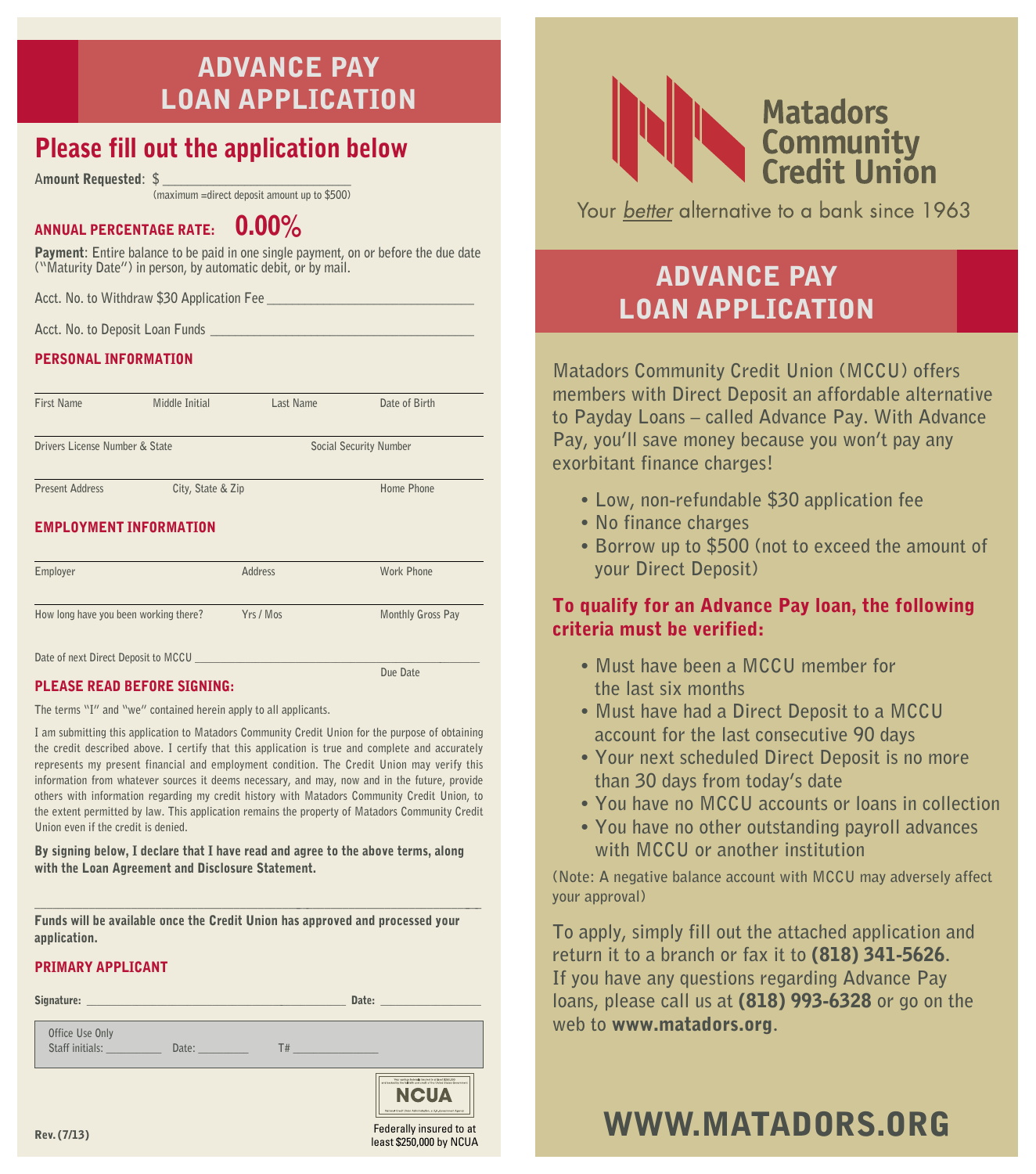# ADVANCE PAY LOAN APPLICATION

## Please fill out the application below

**Amount Requested**: $ ____________________________
(maximum =direct deposit amount up to $500)

**ANNUAL PERCENTAGE RATE: 0.00%**

**Payment**: Entire balance to be paid in one single payment, on or before the due date ("Maturity Date") in person, by automatic debit, or by mail.

Acct. No. to Withdraw $30 Application Fee ______________________________

Acct. No. to Deposit Loan Funds ______________________________________

### PERSONAL INFORMATION

First Name | Middle Initial | Last Name | Date of Birth

Drivers License Number & State | Social Security Number

Present Address | City, State & Zip | Home Phone

### EMPLOYMENT INFORMATION

Employer | Address | Work Phone

How long have you been working there? | Yrs / Mos | Monthly Gross Pay

Date of next Direct Deposit to MCCU ______________________________________
Due Date

### PLEASE READ BEFORE SIGNING:

The terms "I" and "we" contained herein apply to all applicants.

I am submitting this application to Matadors Community Credit Union for the purpose of obtaining the credit described above. I certify that this application is true and complete and accurately represents my present financial and employment condition. The Credit Union may verify this information from whatever sources it deems necessary, and may, now and in the future, provide others with information regarding my credit history with Matadors Community Credit Union, to the extent permitted by law. This application remains the property of Matadors Community Credit Union even if the credit is denied.

**By signing below, I declare that I have read and agree to the above terms, along with the Loan Agreement and Disclosure Statement.**

**Funds will be available once the Credit Union has approved and processed your application.**

### PRIMARY APPLICANT

**Signature:** ____________________________________________ **Date:** ________________

Office Use Only
Staff initials: __________ Date: _________ T# _______________

NCUA
Federally insured to at least $250,000 by NCUA

Rev. (7/13)

# Matadors Community Credit Union

Your *better* alternative to a bank since 1963

## ADVANCE PAY LOAN APPLICATION

Matadors Community Credit Union (MCCU) offers members with Direct Deposit an affordable alternative to Payday Loans – called Advance Pay. With Advance Pay, you'll save money because you won't pay any exorbitant finance charges!

- Low, non-refundable $30 application fee
- No finance charges
- Borrow up to $500 (not to exceed the amount of your Direct Deposit)

**To qualify for an Advance Pay loan, the following criteria must be verified:**

- Must have been a MCCU member for the last six months
- Must have had a Direct Deposit to a MCCU account for the last consecutive 90 days
- Your next scheduled Direct Deposit is no more than 30 days from today's date
- You have no MCCU accounts or loans in collection
- You have no other outstanding payroll advances with MCCU or another institution

(Note: A negative balance account with MCCU may adversely affect your approval)

To apply, simply fill out the attached application and return it to a branch or fax it to **(818) 341-5626**. If you have any questions regarding Advance Pay loans, please call us at **(818) 993-6328** or go on the web to **www.matadors.org**.

**WWW.MATADORS.ORG**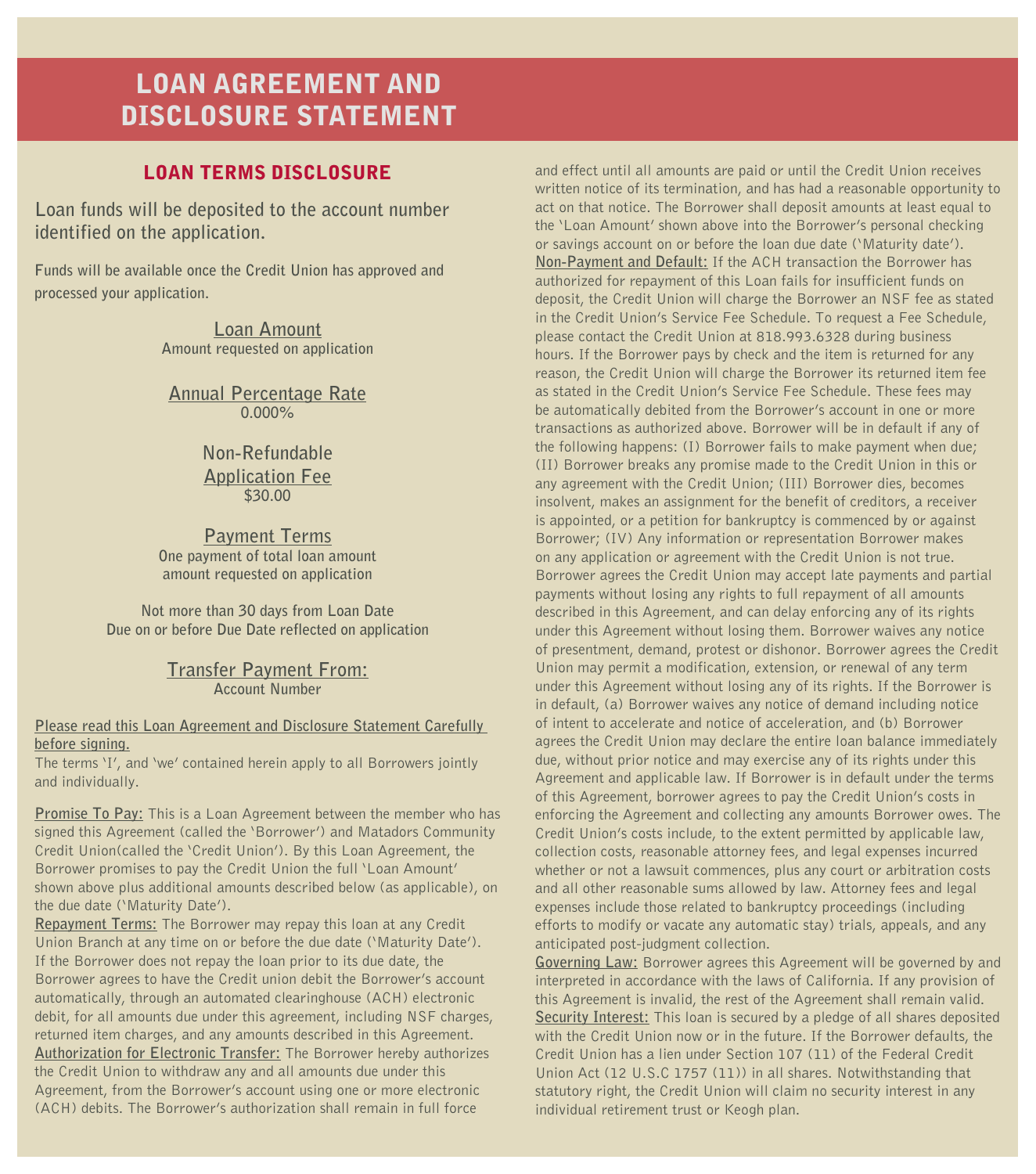# LOAN AGREEMENT AND DISCLOSURE STATEMENT

## LOAN TERMS DISCLOSURE

**Loan funds will be deposited to the account number identified on the application.**

**Funds will be available once the Credit Union has approved and processed your application.**

**Loan Amount**
Amount requested on application

**Annual Percentage Rate**
0.000%

**Non-Refundable Application Fee**
$30.00

**Payment Terms**
One payment of total loan amount amount requested on application

Not more than 30 days from Loan Date
Due on or before Due Date reflected on application

**Transfer Payment From:**
Account Number

**Please read this Loan Agreement and Disclosure Statement Carefully before signing.**

The terms 'I', and 'we' contained herein apply to all Borrowers jointly and individually.

**Promise To Pay:** This is a Loan Agreement between the member who has signed this Agreement (called the 'Borrower') and Matadors Community Credit Union(called the 'Credit Union'). By this Loan Agreement, the Borrower promises to pay the Credit Union the full 'Loan Amount' shown above plus additional amounts described below (as applicable), on the due date ('Maturity Date').

**Repayment Terms:** The Borrower may repay this loan at any Credit Union Branch at any time on or before the due date ('Maturity Date'). If the Borrower does not repay the loan prior to its due date, the Borrower agrees to have the Credit union debit the Borrower's account automatically, through an automated clearinghouse (ACH) electronic debit, for all amounts due under this agreement, including NSF charges, returned item charges, and any amounts described in this Agreement.

**Authorization for Electronic Transfer:** The Borrower hereby authorizes the Credit Union to withdraw any and all amounts due under this Agreement, from the Borrower's account using one or more electronic (ACH) debits. The Borrower's authorization shall remain in full force and effect until all amounts are paid or until the Credit Union receives written notice of its termination, and has had a reasonable opportunity to act on that notice. The Borrower shall deposit amounts at least equal to the 'Loan Amount' shown above into the Borrower's personal checking or savings account on or before the loan due date ('Maturity date').

**Non-Payment and Default:** If the ACH transaction the Borrower has authorized for repayment of this Loan fails for insufficient funds on deposit, the Credit Union will charge the Borrower an NSF fee as stated in the Credit Union's Service Fee Schedule. To request a Fee Schedule, please contact the Credit Union at 818.993.6328 during business hours. If the Borrower pays by check and the item is returned for any reason, the Credit Union will charge the Borrower its returned item fee as stated in the Credit Union's Service Fee Schedule. These fees may be automatically debited from the Borrower's account in one or more transactions as authorized above. Borrower will be in default if any of the following happens: (I) Borrower fails to make payment when due; (II) Borrower breaks any promise made to the Credit Union in this or any agreement with the Credit Union; (III) Borrower dies, becomes insolvent, makes an assignment for the benefit of creditors, a receiver is appointed, or a petition for bankruptcy is commenced by or against Borrower; (IV) Any information or representation Borrower makes on any application or agreement with the Credit Union is not true. Borrower agrees the Credit Union may accept late payments and partial payments without losing any rights to full repayment of all amounts described in this Agreement, and can delay enforcing any of its rights under this Agreement without losing them. Borrower waives any notice of presentment, demand, protest or dishonor. Borrower agrees the Credit Union may permit a modification, extension, or renewal of any term under this Agreement without losing any of its rights. If the Borrower is in default, (a) Borrower waives any notice of demand including notice of intent to accelerate and notice of acceleration, and (b) Borrower agrees the Credit Union may declare the entire loan balance immediately due, without prior notice and may exercise any of its rights under this Agreement and applicable law. If Borrower is in default under the terms of this Agreement, borrower agrees to pay the Credit Union's costs in enforcing the Agreement and collecting any amounts Borrower owes. The Credit Union's costs include, to the extent permitted by applicable law, collection costs, reasonable attorney fees, and legal expenses incurred whether or not a lawsuit commences, plus any court or arbitration costs and all other reasonable sums allowed by law. Attorney fees and legal expenses include those related to bankruptcy proceedings (including efforts to modify or vacate any automatic stay) trials, appeals, and any anticipated post-judgment collection.

**Governing Law:** Borrower agrees this Agreement will be governed by and interpreted in accordance with the laws of California. If any provision of this Agreement is invalid, the rest of the Agreement shall remain valid.

**Security Interest:** This loan is secured by a pledge of all shares deposited with the Credit Union now or in the future. If the Borrower defaults, the Credit Union has a lien under Section 107 (11) of the Federal Credit Union Act (12 U.S.C 1757 (11)) in all shares. Notwithstanding that statutory right, the Credit Union will claim no security interest in any individual retirement trust or Keogh plan.